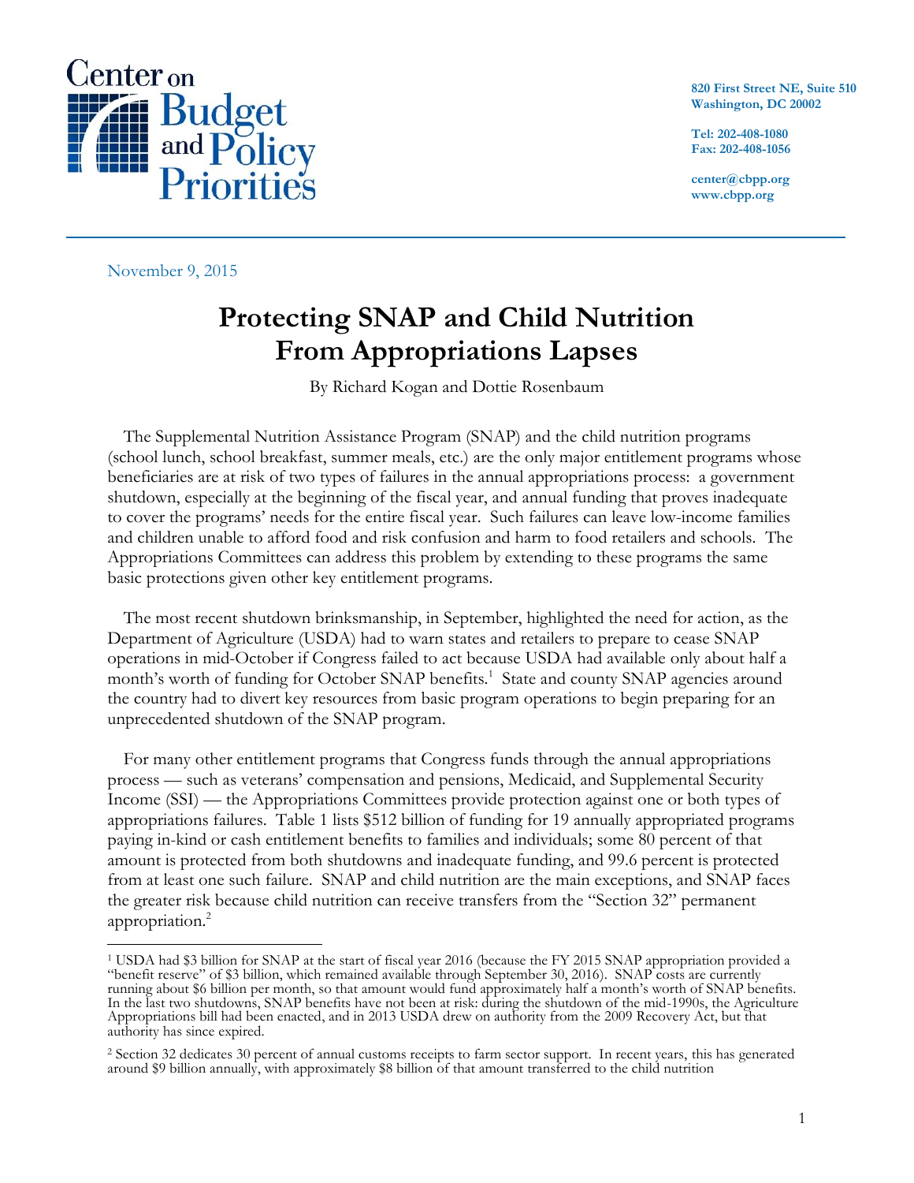Center on Budget and Policy Priorities

820 First Street NE, Suite 510
Washington, DC 20002

Tel: 202-408-1080
Fax: 202-408-1056

center@cbpp.org
www.cbpp.org

November 9, 2015

# Protecting SNAP and Child Nutrition From Appropriations Lapses

By Richard Kogan and Dottie Rosenbaum

The Supplemental Nutrition Assistance Program (SNAP) and the child nutrition programs (school lunch, school breakfast, summer meals, etc.) are the only major entitlement programs whose beneficiaries are at risk of two types of failures in the annual appropriations process: a government shutdown, especially at the beginning of the fiscal year, and annual funding that proves inadequate to cover the programs' needs for the entire fiscal year. Such failures can leave low-income families and children unable to afford food and risk confusion and harm to food retailers and schools. The Appropriations Committees can address this problem by extending to these programs the same basic protections given other key entitlement programs.

The most recent shutdown brinksmanship, in September, highlighted the need for action, as the Department of Agriculture (USDA) had to warn states and retailers to prepare to cease SNAP operations in mid-October if Congress failed to act because USDA had available only about half a month's worth of funding for October SNAP benefits.[1] State and county SNAP agencies around the country had to divert key resources from basic program operations to begin preparing for an unprecedented shutdown of the SNAP program.

For many other entitlement programs that Congress funds through the annual appropriations process — such as veterans' compensation and pensions, Medicaid, and Supplemental Security Income (SSI) — the Appropriations Committees provide protection against one or both types of appropriations failures. Table 1 lists $512 billion of funding for 19 annually appropriated programs paying in-kind or cash entitlement benefits to families and individuals; some 80 percent of that amount is protected from both shutdowns and inadequate funding, and 99.6 percent is protected from at least one such failure. SNAP and child nutrition are the main exceptions, and SNAP faces the greater risk because child nutrition can receive transfers from the "Section 32" permanent appropriation.[2]

[1] USDA had $3 billion for SNAP at the start of fiscal year 2016 (because the FY 2015 SNAP appropriation provided a "benefit reserve" of $3 billion, which remained available through September 30, 2016). SNAP costs are currently running about $6 billion per month, so that amount would fund approximately half a month's worth of SNAP benefits. In the last two shutdowns, SNAP benefits have not been at risk: during the shutdown of the mid-1990s, the Agriculture Appropriations bill had been enacted, and in 2013 USDA drew on authority from the 2009 Recovery Act, but that authority has since expired.

[2] Section 32 dedicates 30 percent of annual customs receipts to farm sector support. In recent years, this has generated around $9 billion annually, with approximately $8 billion of that amount transferred to the child nutrition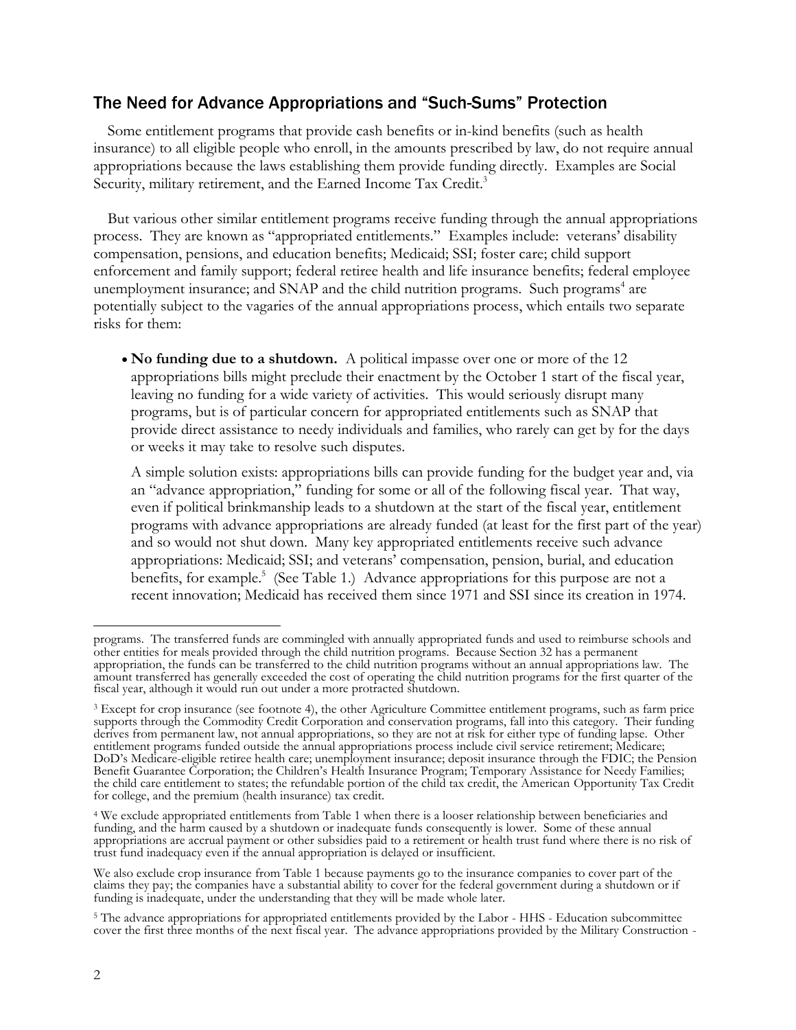## The Need for Advance Appropriations and "Such-Sums" Protection

Some entitlement programs that provide cash benefits or in-kind benefits (such as health insurance) to all eligible people who enroll, in the amounts prescribed by law, do not require annual appropriations because the laws establishing them provide funding directly. Examples are Social Security, military retirement, and the Earned Income Tax Credit.[3]

But various other similar entitlement programs receive funding through the annual appropriations process. They are known as "appropriated entitlements." Examples include: veterans' disability compensation, pensions, and education benefits; Medicaid; SSI; foster care; child support enforcement and family support; federal retiree health and life insurance benefits; federal employee unemployment insurance; and SNAP and the child nutrition programs. Such programs[4] are potentially subject to the vagaries of the annual appropriations process, which entails two separate risks for them:

- **No funding due to a shutdown.** A political impasse over one or more of the 12 appropriations bills might preclude their enactment by the October 1 start of the fiscal year, leaving no funding for a wide variety of activities. This would seriously disrupt many programs, but is of particular concern for appropriated entitlements such as SNAP that provide direct assistance to needy individuals and families, who rarely can get by for the days or weeks it may take to resolve such disputes.

  A simple solution exists: appropriations bills can provide funding for the budget year and, via an "advance appropriation," funding for some or all of the following fiscal year. That way, even if political brinkmanship leads to a shutdown at the start of the fiscal year, entitlement programs with advance appropriations are already funded (at least for the first part of the year) and so would not shut down. Many key appropriated entitlements receive such advance appropriations: Medicaid; SSI; and veterans' compensation, pension, burial, and education benefits, for example.[5] (See Table 1.) Advance appropriations for this purpose are not a recent innovation; Medicaid has received them since 1971 and SSI since its creation in 1974.

---

programs. The transferred funds are commingled with annually appropriated funds and used to reimburse schools and other entities for meals provided through the child nutrition programs. Because Section 32 has a permanent appropriation, the funds can be transferred to the child nutrition programs without an annual appropriations law. The amount transferred has generally exceeded the cost of operating the child nutrition programs for the first quarter of the fiscal year, although it would run out under a more protracted shutdown.

[3] Except for crop insurance (see footnote 4), the other Agriculture Committee entitlement programs, such as farm price supports through the Commodity Credit Corporation and conservation programs, fall into this category. Their funding derives from permanent law, not annual appropriations, so they are not at risk for either type of funding lapse. Other entitlement programs funded outside the annual appropriations process include civil service retirement; Medicare; DoD's Medicare-eligible retiree health care; unemployment insurance; deposit insurance through the FDIC; the Pension Benefit Guarantee Corporation; the Children's Health Insurance Program; Temporary Assistance for Needy Families; the child care entitlement to states; the refundable portion of the child tax credit, the American Opportunity Tax Credit for college, and the premium (health insurance) tax credit.

[4] We exclude appropriated entitlements from Table 1 when there is a looser relationship between beneficiaries and funding, and the harm caused by a shutdown or inadequate funds consequently is lower. Some of these annual appropriations are accrual payment or other subsidies paid to a retirement or health trust fund where there is no risk of trust fund inadequacy even if the annual appropriation is delayed or insufficient.

We also exclude crop insurance from Table 1 because payments go to the insurance companies to cover part of the claims they pay; the companies have a substantial ability to cover for the federal government during a shutdown or if funding is inadequate, under the understanding that they will be made whole later.

[5] The advance appropriations for appropriated entitlements provided by the Labor - HHS - Education subcommittee cover the first three months of the next fiscal year. The advance appropriations provided by the Military Construction -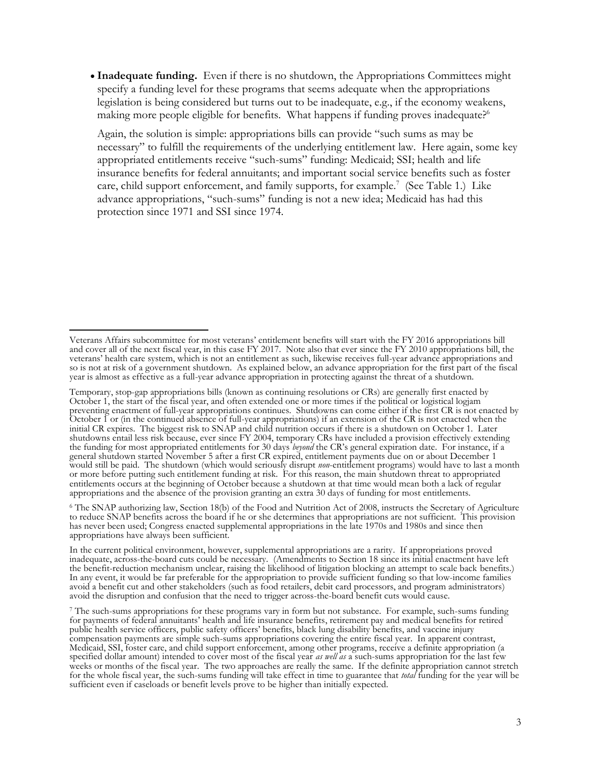- **Inadequate funding.** Even if there is no shutdown, the Appropriations Committees might specify a funding level for these programs that seems adequate when the appropriations legislation is being considered but turns out to be inadequate, e.g., if the economy weakens, making more people eligible for benefits. What happens if funding proves inadequate?[6]

  Again, the solution is simple: appropriations bills can provide "such sums as may be necessary" to fulfill the requirements of the underlying entitlement law. Here again, some key appropriated entitlements receive "such-sums" funding: Medicaid; SSI; health and life insurance benefits for federal annuitants; and important social service benefits such as foster care, child support enforcement, and family supports, for example.[7] (See Table 1.) Like advance appropriations, "such-sums" funding is not a new idea; Medicaid has had this protection since 1971 and SSI since 1974.

---

Veterans Affairs subcommittee for most veterans' entitlement benefits will start with the FY 2016 appropriations bill and cover all of the next fiscal year, in this case FY 2017. Note also that ever since the FY 2010 appropriations bill, the veterans' health care system, which is not an entitlement as such, likewise receives full-year advance appropriations and so is not at risk of a government shutdown. As explained below, an advance appropriation for the first part of the fiscal year is almost as effective as a full-year advance appropriation in protecting against the threat of a shutdown.

Temporary, stop-gap appropriations bills (known as continuing resolutions or CRs) are generally first enacted by October 1, the start of the fiscal year, and often extended one or more times if the political or logistical logjam preventing enactment of full-year appropriations continues. Shutdowns can come either if the first CR is not enacted by October 1 or (in the continued absence of full-year appropriations) if an extension of the CR is not enacted when the initial CR expires. The biggest risk to SNAP and child nutrition occurs if there is a shutdown on October 1. Later shutdowns entail less risk because, ever since FY 2004, temporary CRs have included a provision effectively extending the funding for most appropriated entitlements for 30 days *beyond* the CR's general expiration date. For instance, if a general shutdown started November 5 after a first CR expired, entitlement payments due on or about December 1 would still be paid. The shutdown (which would seriously disrupt *non*-entitlement programs) would have to last a month or more before putting such entitlement funding at risk. For this reason, the main shutdown threat to appropriated entitlements occurs at the beginning of October because a shutdown at that time would mean both a lack of regular appropriations and the absence of the provision granting an extra 30 days of funding for most entitlements.

[6] The SNAP authorizing law, Section 18(b) of the Food and Nutrition Act of 2008, instructs the Secretary of Agriculture to reduce SNAP benefits across the board if he or she determines that appropriations are not sufficient. This provision has never been used; Congress enacted supplemental appropriations in the late 1970s and 1980s and since then appropriations have always been sufficient.

In the current political environment, however, supplemental appropriations are a rarity. If appropriations proved inadequate, across-the-board cuts could be necessary. (Amendments to Section 18 since its initial enactment have left the benefit-reduction mechanism unclear, raising the likelihood of litigation blocking an attempt to scale back benefits.) In any event, it would be far preferable for the appropriation to provide sufficient funding so that low-income families avoid a benefit cut and other stakeholders (such as food retailers, debit card processors, and program administrators) avoid the disruption and confusion that the need to trigger across-the-board benefit cuts would cause.

[7] The such-sums appropriations for these programs vary in form but not substance. For example, such-sums funding for payments of federal annuitants' health and life insurance benefits, retirement pay and medical benefits for retired public health service officers, public safety officers' benefits, black lung disability benefits, and vaccine injury compensation payments are simple such-sums appropriations covering the entire fiscal year. In apparent contrast, Medicaid, SSI, foster care, and child support enforcement, among other programs, receive a definite appropriation (a specified dollar amount) intended to cover most of the fiscal year *as well as* a such-sums appropriation for the last few weeks or months of the fiscal year. The two approaches are really the same. If the definite appropriation cannot stretch for the whole fiscal year, the such-sums funding will take effect in time to guarantee that *total* funding for the year will be sufficient even if caseloads or benefit levels prove to be higher than initially expected.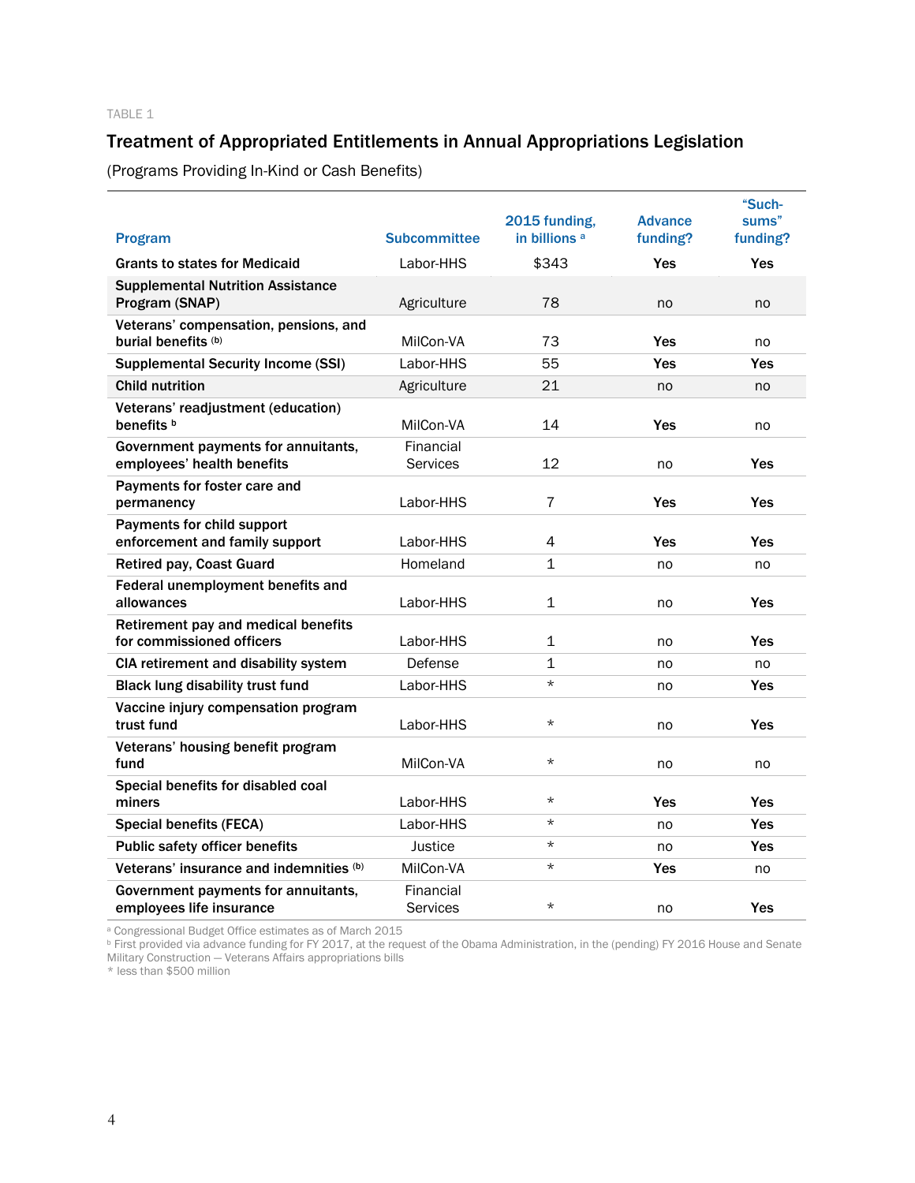TABLE 1

## Treatment of Appropriated Entitlements in Annual Appropriations Legislation

(Programs Providing In-Kind or Cash Benefits)

| Program | Subcommittee | 2015 funding, in billions [a] | Advance funding? | "Such-sums" funding? |
|---|---|---|---|---|
| **Grants to states for Medicaid** | Labor-HHS | $343 | **Yes** | **Yes** |
| **Supplemental Nutrition Assistance Program (SNAP)** | Agriculture | 78 | no | no |
| **Veterans' compensation, pensions, and burial benefits** [(b)] | MilCon-VA | 73 | **Yes** | no |
| **Supplemental Security Income (SSI)** | Labor-HHS | 55 | **Yes** | **Yes** |
| **Child nutrition** | Agriculture | 21 | no | no |
| **Veterans' readjustment (education) benefits** [b] | MilCon-VA | 14 | **Yes** | no |
| **Government payments for annuitants, employees' health benefits** | Financial Services | 12 | no | **Yes** |
| **Payments for foster care and permanency** | Labor-HHS | 7 | **Yes** | **Yes** |
| **Payments for child support enforcement and family support** | Labor-HHS | 4 | **Yes** | **Yes** |
| **Retired pay, Coast Guard** | Homeland | 1 | no | no |
| **Federal unemployment benefits and allowances** | Labor-HHS | 1 | no | **Yes** |
| **Retirement pay and medical benefits for commissioned officers** | Labor-HHS | 1 | no | **Yes** |
| **CIA retirement and disability system** | Defense | 1 | no | no |
| **Black lung disability trust fund** | Labor-HHS | * | no | **Yes** |
| **Vaccine injury compensation program trust fund** | Labor-HHS | * | no | **Yes** |
| **Veterans' housing benefit program fund** | MilCon-VA | * | no | no |
| **Special benefits for disabled coal miners** | Labor-HHS | * | **Yes** | **Yes** |
| **Special benefits (FECA)** | Labor-HHS | * | no | **Yes** |
| **Public safety officer benefits** | Justice | * | no | **Yes** |
| **Veterans' insurance and indemnities** [(b)] | MilCon-VA | * | **Yes** | no |
| **Government payments for annuitants, employees life insurance** | Financial Services | * | no | **Yes** |

[a] Congressional Budget Office estimates as of March 2015
[b] First provided via advance funding for FY 2017, at the request of the Obama Administration, in the (pending) FY 2016 House and Senate Military Construction — Veterans Affairs appropriations bills
* less than $500 million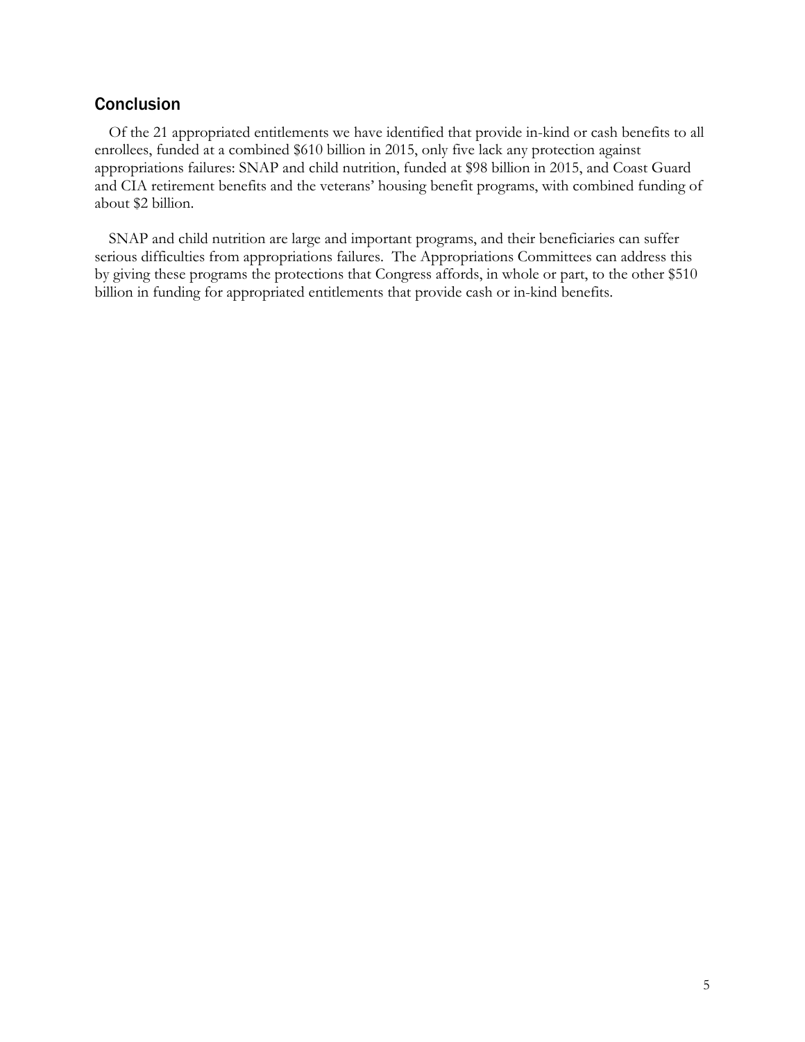## Conclusion

Of the 21 appropriated entitlements we have identified that provide in-kind or cash benefits to all enrollees, funded at a combined $610 billion in 2015, only five lack any protection against appropriations failures: SNAP and child nutrition, funded at $98 billion in 2015, and Coast Guard and CIA retirement benefits and the veterans' housing benefit programs, with combined funding of about $2 billion.

SNAP and child nutrition are large and important programs, and their beneficiaries can suffer serious difficulties from appropriations failures. The Appropriations Committees can address this by giving these programs the protections that Congress affords, in whole or part, to the other $510 billion in funding for appropriated entitlements that provide cash or in-kind benefits.